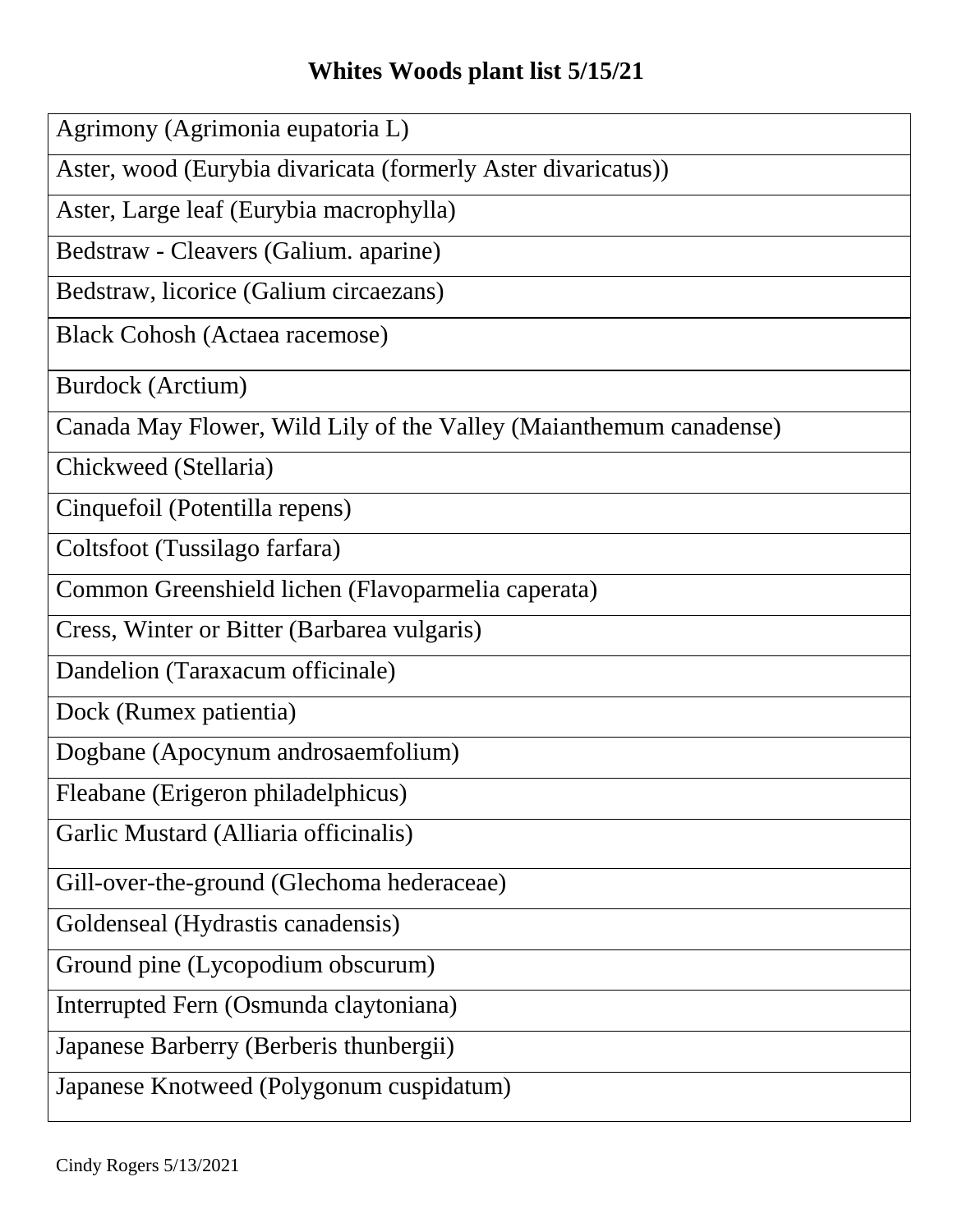# Whites Woods plant list 5/15/21

| |
|---|
| Agrimony (Agrimonia eupatoria L) |
| Aster, wood (Eurybia divaricata (formerly Aster divaricatus)) |
| Aster, Large leaf (Eurybia macrophylla) |
| Bedstraw - Cleavers (Galium. aparine) |
| Bedstraw, licorice (Galium circaezans) |
| Black Cohosh (Actaea racemose) |
| Burdock (Arctium) |
| Canada May Flower, Wild Lily of the Valley (Maianthemum canadense) |
| Chickweed (Stellaria) |
| Cinquefoil (Potentilla repens) |
| Coltsfoot (Tussilago farfara) |
| Common Greenshield lichen (Flavoparmelia caperata) |
| Cress, Winter or Bitter (Barbarea vulgaris) |
| Dandelion (Taraxacum officinale) |
| Dock (Rumex patientia) |
| Dogbane (Apocynum androsaemfolium) |
| Fleabane (Erigeron philadelphicus) |
| Garlic Mustard (Alliaria officinalis) |
| Gill-over-the-ground (Glechoma hederaceae) |
| Goldenseal (Hydrastis canadensis) |
| Ground pine (Lycopodium obscurum) |
| Interrupted Fern (Osmunda claytoniana) |
| Japanese Barberry (Berberis thunbergii) |
| Japanese Knotweed (Polygonum cuspidatum) |

Cindy Rogers 5/13/2021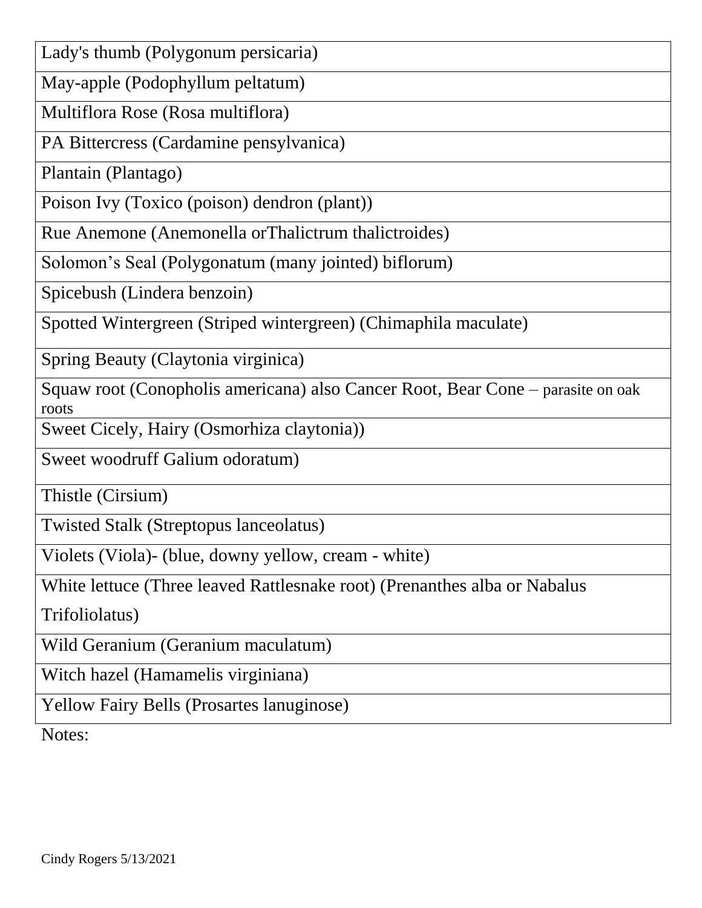| |
|---|
| Lady's thumb (Polygonum persicaria) |
| May-apple (Podophyllum peltatum) |
| Multiflora Rose (Rosa multiflora) |
| PA Bittercress (Cardamine pensylvanica) |
| Plantain (Plantago) |
| Poison Ivy (Toxico (poison) dendron (plant)) |
| Rue Anemone (Anemonella orThalictrum thalictroides) |
| Solomon's Seal (Polygonatum (many jointed) biflorum) |
| Spicebush (Lindera benzoin) |
| Spotted Wintergreen (Striped wintergreen) (Chimaphila maculate) |
| Spring Beauty (Claytonia virginica) |
| Squaw root (Conopholis americana) also Cancer Root, Bear Cone – parasite on oak roots |
| Sweet Cicely, Hairy (Osmorhiza claytonia)) |
| Sweet woodruff Galium odoratum) |
| Thistle (Cirsium) |
| Twisted Stalk (Streptopus lanceolatus) |
| Violets (Viola)- (blue, downy yellow, cream - white) |
| White lettuce (Three leaved Rattlesnake root) (Prenanthes alba or Nabalus Trifoliolatus) |
| Wild Geranium (Geranium maculatum) |
| Witch hazel (Hamamelis virginiana) |
| Yellow Fairy Bells (Prosartes lanuginose) |

Notes:

Cindy Rogers 5/13/2021